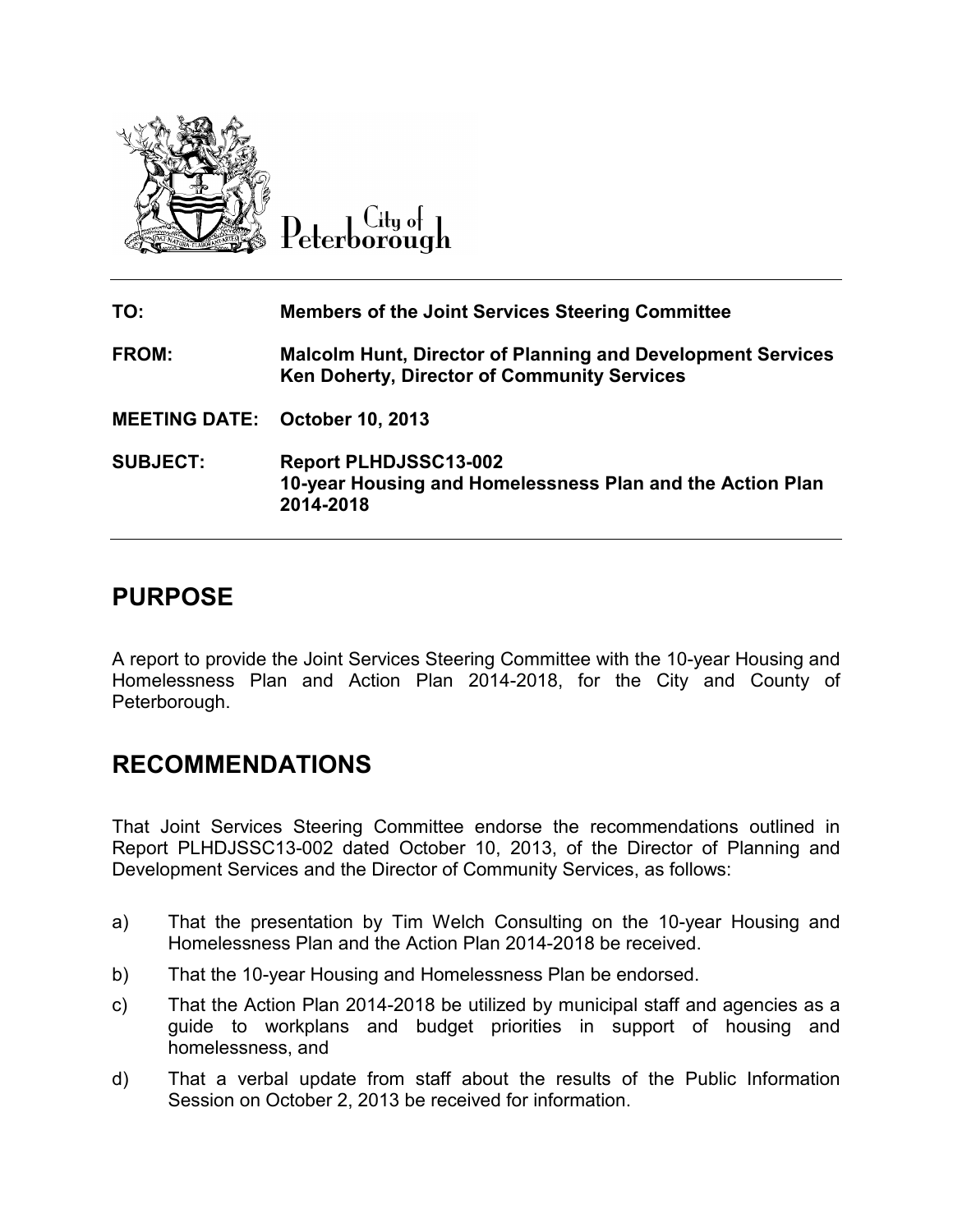City of Peterborough

| | |
|---|---|
| **TO:** | **Members of the Joint Services Steering Committee** |
| **FROM:** | **Malcolm Hunt, Director of Planning and Development Services**<br>**Ken Doherty, Director of Community Services** |
| **MEETING DATE:** | **October 10, 2013** |
| **SUBJECT:** | **Report PLHDJSSC13-002**<br>**10-year Housing and Homelessness Plan and the Action Plan 2014-2018** |

## PURPOSE

A report to provide the Joint Services Steering Committee with the 10-year Housing and Homelessness Plan and Action Plan 2014-2018, for the City and County of Peterborough.

## RECOMMENDATIONS

That Joint Services Steering Committee endorse the recommendations outlined in Report PLHDJSSC13-002 dated October 10, 2013, of the Director of Planning and Development Services and the Director of Community Services, as follows:

a) That the presentation by Tim Welch Consulting on the 10-year Housing and Homelessness Plan and the Action Plan 2014-2018 be received.

b) That the 10-year Housing and Homelessness Plan be endorsed.

c) That the Action Plan 2014-2018 be utilized by municipal staff and agencies as a guide to workplans and budget priorities in support of housing and homelessness, and

d) That a verbal update from staff about the results of the Public Information Session on October 2, 2013 be received for information.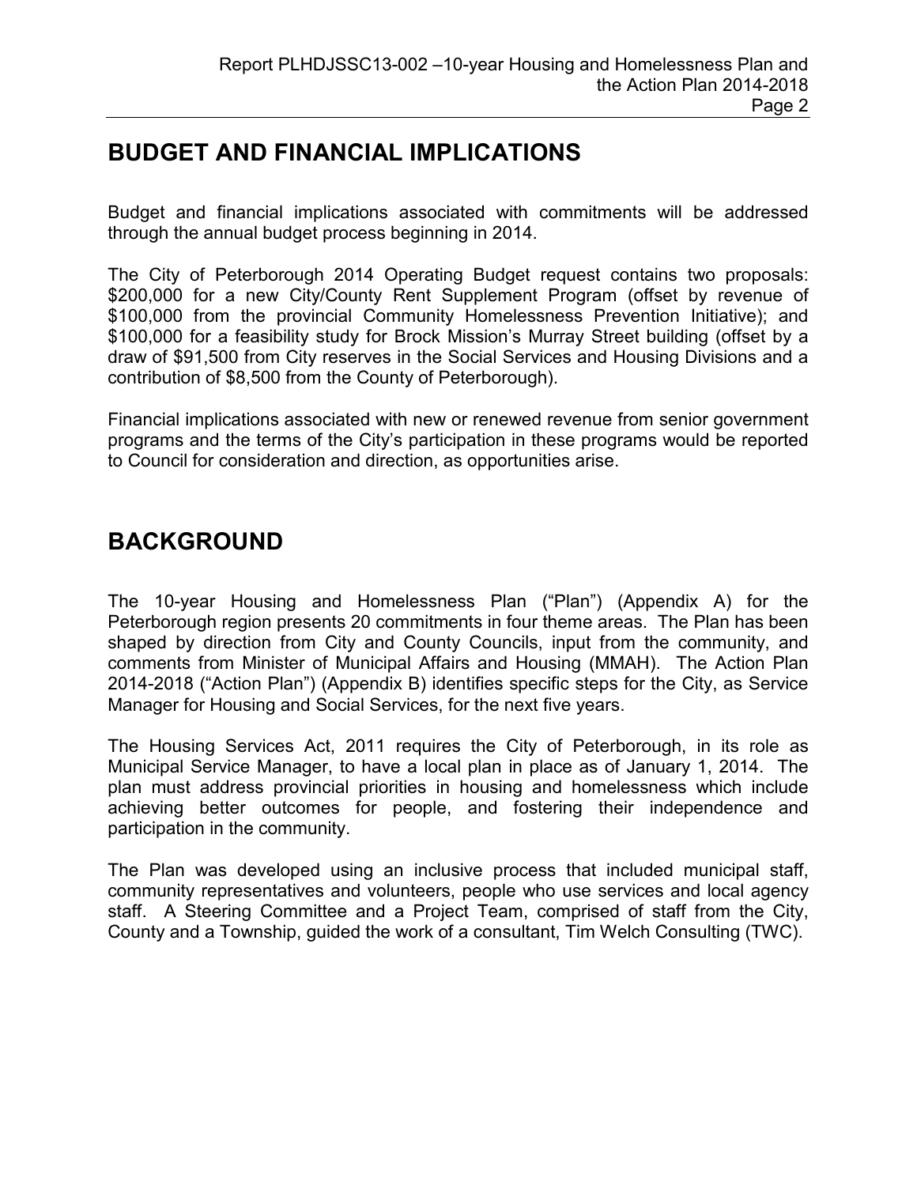## BUDGET AND FINANCIAL IMPLICATIONS

Budget and financial implications associated with commitments will be addressed through the annual budget process beginning in 2014.

The City of Peterborough 2014 Operating Budget request contains two proposals: $200,000 for a new City/County Rent Supplement Program (offset by revenue of $100,000 from the provincial Community Homelessness Prevention Initiative); and $100,000 for a feasibility study for Brock Mission's Murray Street building (offset by a draw of $91,500 from City reserves in the Social Services and Housing Divisions and a contribution of $8,500 from the County of Peterborough).

Financial implications associated with new or renewed revenue from senior government programs and the terms of the City's participation in these programs would be reported to Council for consideration and direction, as opportunities arise.

## BACKGROUND

The 10-year Housing and Homelessness Plan ("Plan") (Appendix A) for the Peterborough region presents 20 commitments in four theme areas. The Plan has been shaped by direction from City and County Councils, input from the community, and comments from Minister of Municipal Affairs and Housing (MMAH). The Action Plan 2014-2018 ("Action Plan") (Appendix B) identifies specific steps for the City, as Service Manager for Housing and Social Services, for the next five years.

The Housing Services Act, 2011 requires the City of Peterborough, in its role as Municipal Service Manager, to have a local plan in place as of January 1, 2014. The plan must address provincial priorities in housing and homelessness which include achieving better outcomes for people, and fostering their independence and participation in the community.

The Plan was developed using an inclusive process that included municipal staff, community representatives and volunteers, people who use services and local agency staff. A Steering Committee and a Project Team, comprised of staff from the City, County and a Township, guided the work of a consultant, Tim Welch Consulting (TWC).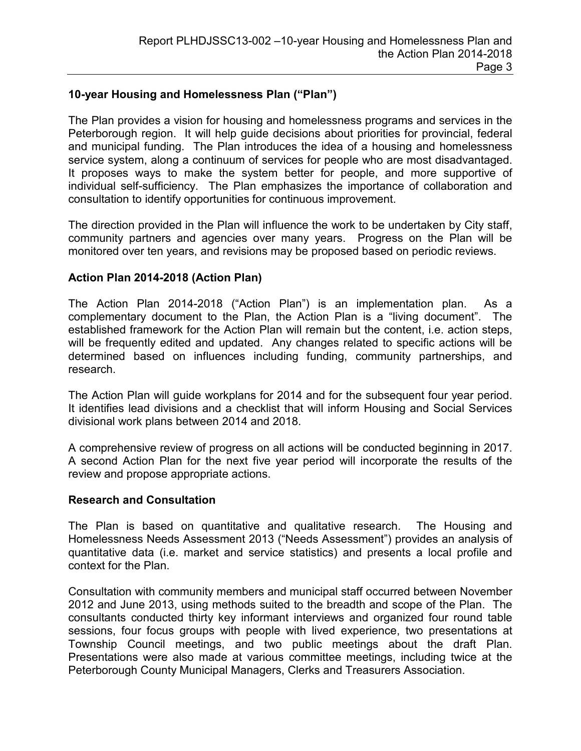## 10-year Housing and Homelessness Plan ("Plan")

The Plan provides a vision for housing and homelessness programs and services in the Peterborough region. It will help guide decisions about priorities for provincial, federal and municipal funding. The Plan introduces the idea of a housing and homelessness service system, along a continuum of services for people who are most disadvantaged. It proposes ways to make the system better for people, and more supportive of individual self-sufficiency. The Plan emphasizes the importance of collaboration and consultation to identify opportunities for continuous improvement.

The direction provided in the Plan will influence the work to be undertaken by City staff, community partners and agencies over many years. Progress on the Plan will be monitored over ten years, and revisions may be proposed based on periodic reviews.

## Action Plan 2014-2018 (Action Plan)

The Action Plan 2014-2018 ("Action Plan") is an implementation plan. As a complementary document to the Plan, the Action Plan is a "living document". The established framework for the Action Plan will remain but the content, i.e. action steps, will be frequently edited and updated. Any changes related to specific actions will be determined based on influences including funding, community partnerships, and research.

The Action Plan will guide workplans for 2014 and for the subsequent four year period. It identifies lead divisions and a checklist that will inform Housing and Social Services divisional work plans between 2014 and 2018.

A comprehensive review of progress on all actions will be conducted beginning in 2017. A second Action Plan for the next five year period will incorporate the results of the review and propose appropriate actions.

## Research and Consultation

The Plan is based on quantitative and qualitative research. The Housing and Homelessness Needs Assessment 2013 ("Needs Assessment") provides an analysis of quantitative data (i.e. market and service statistics) and presents a local profile and context for the Plan.

Consultation with community members and municipal staff occurred between November 2012 and June 2013, using methods suited to the breadth and scope of the Plan. The consultants conducted thirty key informant interviews and organized four round table sessions, four focus groups with people with lived experience, two presentations at Township Council meetings, and two public meetings about the draft Plan. Presentations were also made at various committee meetings, including twice at the Peterborough County Municipal Managers, Clerks and Treasurers Association.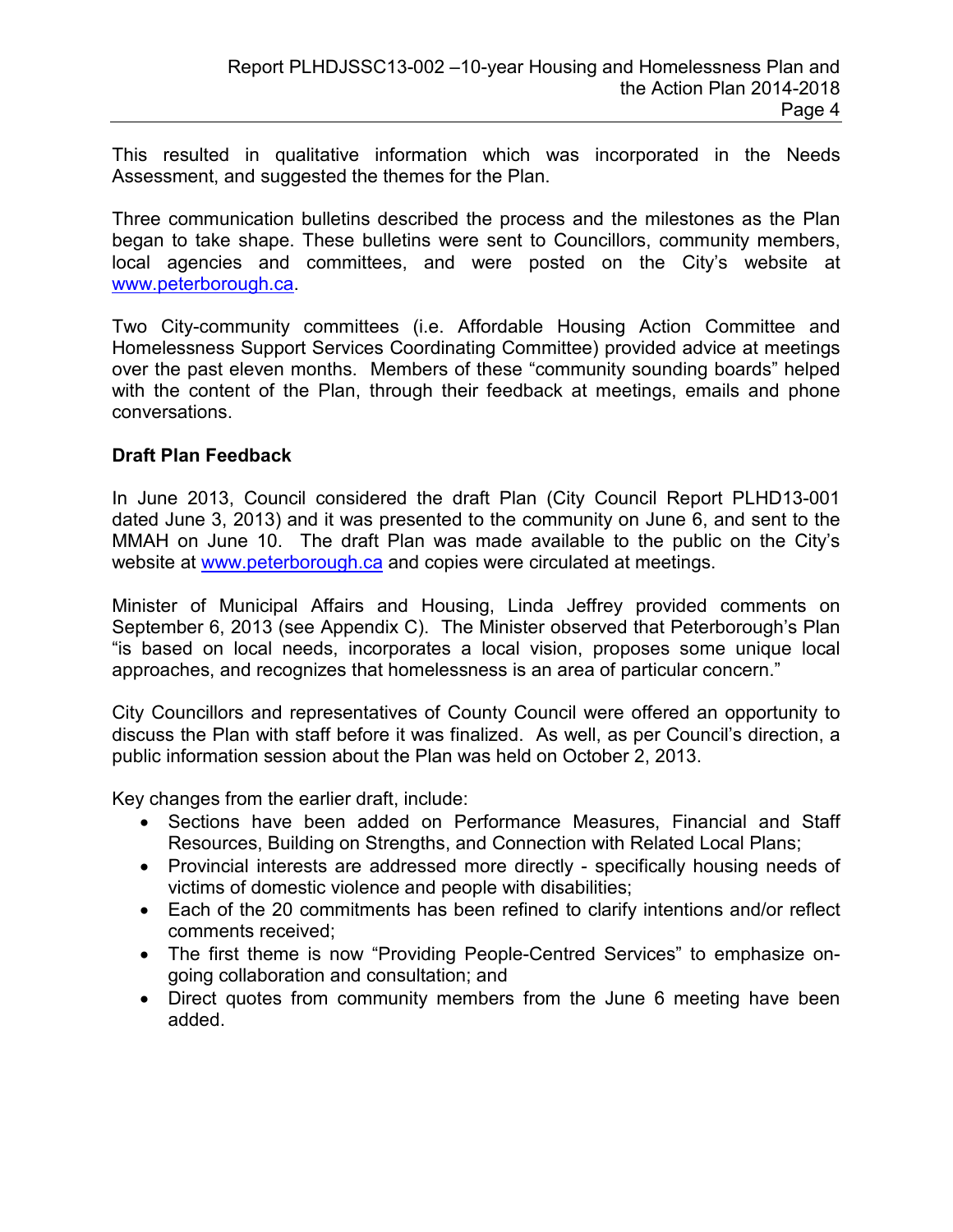This resulted in qualitative information which was incorporated in the Needs Assessment, and suggested the themes for the Plan.

Three communication bulletins described the process and the milestones as the Plan began to take shape. These bulletins were sent to Councillors, community members, local agencies and committees, and were posted on the City's website at [www.peterborough.ca](http://www.peterborough.ca).

Two City-community committees (i.e. Affordable Housing Action Committee and Homelessness Support Services Coordinating Committee) provided advice at meetings over the past eleven months. Members of these "community sounding boards" helped with the content of the Plan, through their feedback at meetings, emails and phone conversations.

**Draft Plan Feedback**

In June 2013, Council considered the draft Plan (City Council Report PLHD13-001 dated June 3, 2013) and it was presented to the community on June 6, and sent to the MMAH on June 10. The draft Plan was made available to the public on the City's website at [www.peterborough.ca](http://www.peterborough.ca) and copies were circulated at meetings.

Minister of Municipal Affairs and Housing, Linda Jeffrey provided comments on September 6, 2013 (see Appendix C). The Minister observed that Peterborough's Plan "is based on local needs, incorporates a local vision, proposes some unique local approaches, and recognizes that homelessness is an area of particular concern."

City Councillors and representatives of County Council were offered an opportunity to discuss the Plan with staff before it was finalized. As well, as per Council's direction, a public information session about the Plan was held on October 2, 2013.

Key changes from the earlier draft, include:

- Sections have been added on Performance Measures, Financial and Staff Resources, Building on Strengths, and Connection with Related Local Plans;
- Provincial interests are addressed more directly - specifically housing needs of victims of domestic violence and people with disabilities;
- Each of the 20 commitments has been refined to clarify intentions and/or reflect comments received;
- The first theme is now "Providing People-Centred Services" to emphasize on-going collaboration and consultation; and
- Direct quotes from community members from the June 6 meeting have been added.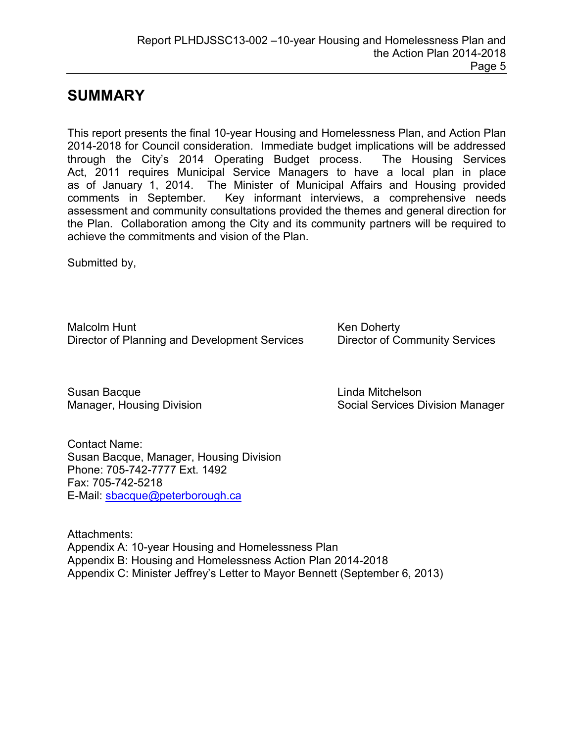# SUMMARY

This report presents the final 10-year Housing and Homelessness Plan, and Action Plan 2014-2018 for Council consideration. Immediate budget implications will be addressed through the City's 2014 Operating Budget process. The Housing Services Act, 2011 requires Municipal Service Managers to have a local plan in place as of January 1, 2014. The Minister of Municipal Affairs and Housing provided comments in September. Key informant interviews, a comprehensive needs assessment and community consultations provided the themes and general direction for the Plan. Collaboration among the City and its community partners will be required to achieve the commitments and vision of the Plan.

Submitted by,

Malcolm Hunt
Director of Planning and Development Services

Ken Doherty
Director of Community Services

Susan Bacque
Manager, Housing Division

Linda Mitchelson
Social Services Division Manager

Contact Name:
Susan Bacque, Manager, Housing Division
Phone: 705-742-7777 Ext. 1492
Fax: 705-742-5218
E-Mail: sbacque@peterborough.ca

Attachments:
Appendix A: 10-year Housing and Homelessness Plan
Appendix B: Housing and Homelessness Action Plan 2014-2018
Appendix C: Minister Jeffrey's Letter to Mayor Bennett (September 6, 2013)